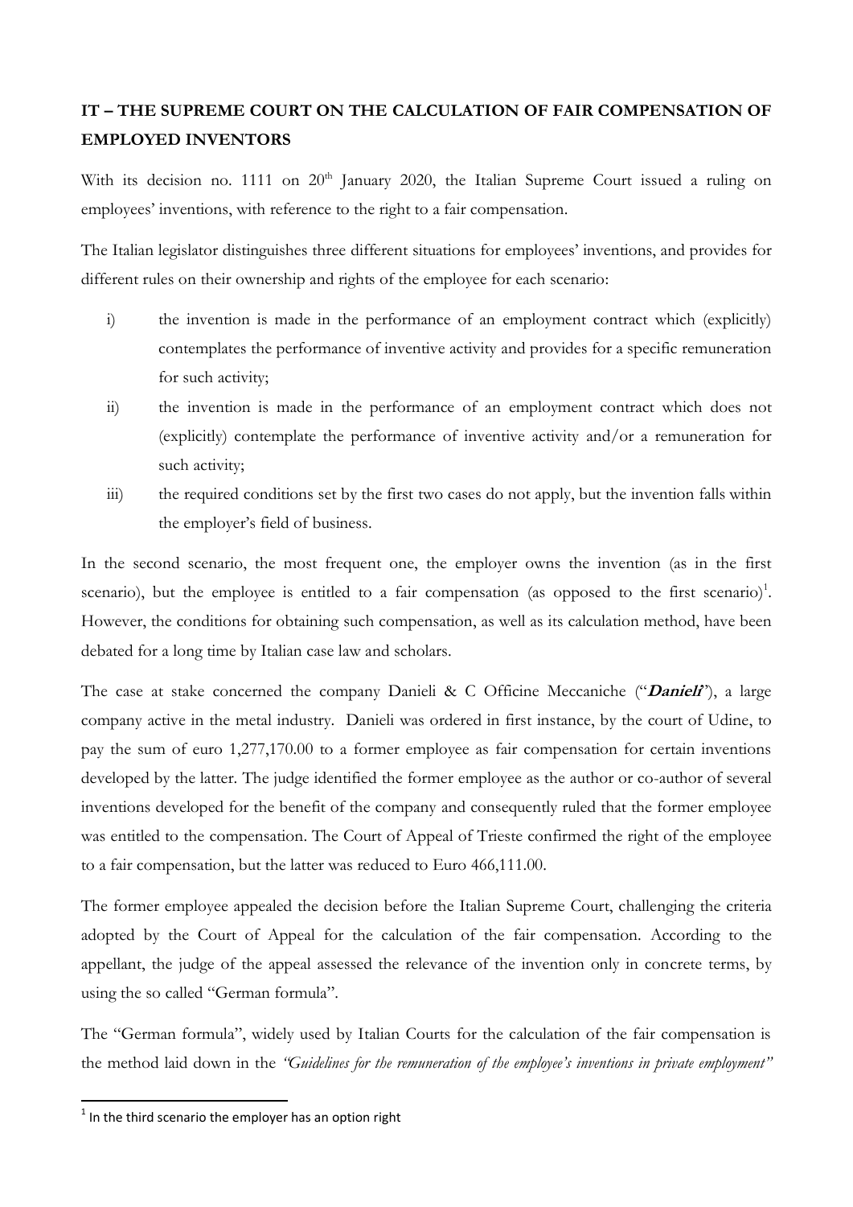## IT – THE SUPREME COURT ON THE CALCULATION OF FAIR COMPENSATION OF EMPLOYED INVENTORS

With its decision no. 1111 on 20th January 2020, the Italian Supreme Court issued a ruling on employees' inventions, with reference to the right to a fair compensation.

The Italian legislator distinguishes three different situations for employees' inventions, and provides for different rules on their ownership and rights of the employee for each scenario:

i) the invention is made in the performance of an employment contract which (explicitly) contemplates the performance of inventive activity and provides for a specific remuneration for such activity;

ii) the invention is made in the performance of an employment contract which does not (explicitly) contemplate the performance of inventive activity and/or a remuneration for such activity;

iii) the required conditions set by the first two cases do not apply, but the invention falls within the employer's field of business.

In the second scenario, the most frequent one, the employer owns the invention (as in the first scenario), but the employee is entitled to a fair compensation (as opposed to the first scenario)[1]. However, the conditions for obtaining such compensation, as well as its calculation method, have been debated for a long time by Italian case law and scholars.

The case at stake concerned the company Danieli & C Officine Meccaniche ("***Danieli***"), a large company active in the metal industry. Danieli was ordered in first instance, by the court of Udine, to pay the sum of euro 1,277,170.00 to a former employee as fair compensation for certain inventions developed by the latter. The judge identified the former employee as the author or co-author of several inventions developed for the benefit of the company and consequently ruled that the former employee was entitled to the compensation. The Court of Appeal of Trieste confirmed the right of the employee to a fair compensation, but the latter was reduced to Euro 466,111.00.

The former employee appealed the decision before the Italian Supreme Court, challenging the criteria adopted by the Court of Appeal for the calculation of the fair compensation. According to the appellant, the judge of the appeal assessed the relevance of the invention only in concrete terms, by using the so called "German formula".

The "German formula", widely used by Italian Courts for the calculation of the fair compensation is the method laid down in the *"Guidelines for the remuneration of the employee's inventions in private employment"*

[1] In the third scenario the employer has an option right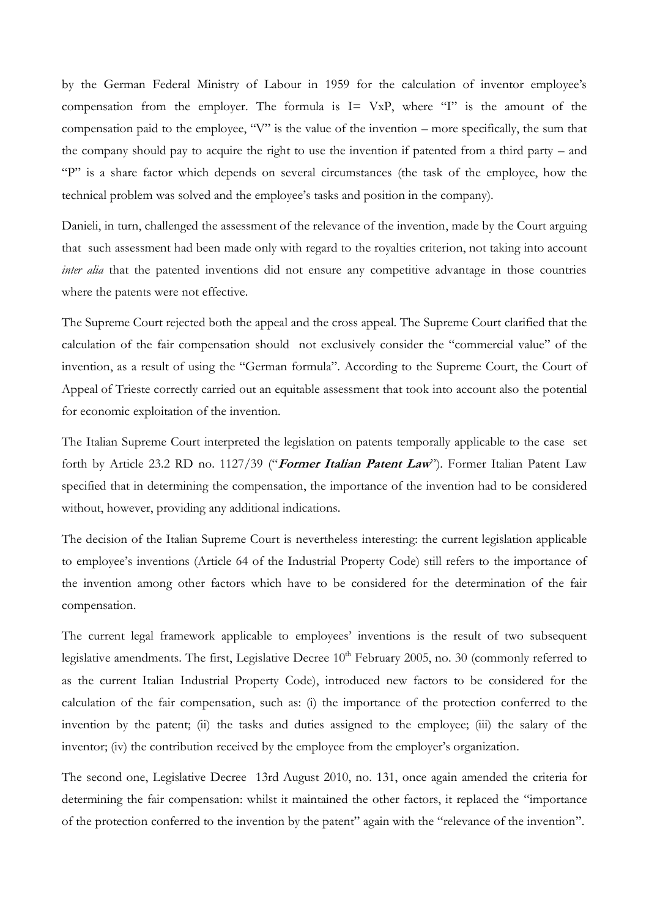by the German Federal Ministry of Labour in 1959 for the calculation of inventor employee's compensation from the employer. The formula is I= VxP, where "I" is the amount of the compensation paid to the employee, "V" is the value of the invention – more specifically, the sum that the company should pay to acquire the right to use the invention if patented from a third party – and "P" is a share factor which depends on several circumstances (the task of the employee, how the technical problem was solved and the employee's tasks and position in the company).

Danieli, in turn, challenged the assessment of the relevance of the invention, made by the Court arguing that such assessment had been made only with regard to the royalties criterion, not taking into account *inter alia* that the patented inventions did not ensure any competitive advantage in those countries where the patents were not effective.

The Supreme Court rejected both the appeal and the cross appeal. The Supreme Court clarified that the calculation of the fair compensation should not exclusively consider the "commercial value" of the invention, as a result of using the "German formula". According to the Supreme Court, the Court of Appeal of Trieste correctly carried out an equitable assessment that took into account also the potential for economic exploitation of the invention.

The Italian Supreme Court interpreted the legislation on patents temporally applicable to the case set forth by Article 23.2 RD no. 1127/39 ("***Former Italian Patent Law***"). Former Italian Patent Law specified that in determining the compensation, the importance of the invention had to be considered without, however, providing any additional indications.

The decision of the Italian Supreme Court is nevertheless interesting: the current legislation applicable to employee's inventions (Article 64 of the Industrial Property Code) still refers to the importance of the invention among other factors which have to be considered for the determination of the fair compensation.

The current legal framework applicable to employees' inventions is the result of two subsequent legislative amendments. The first, Legislative Decree 10th February 2005, no. 30 (commonly referred to as the current Italian Industrial Property Code), introduced new factors to be considered for the calculation of the fair compensation, such as: (i) the importance of the protection conferred to the invention by the patent; (ii) the tasks and duties assigned to the employee; (iii) the salary of the inventor; (iv) the contribution received by the employee from the employer's organization.

The second one, Legislative Decree 13rd August 2010, no. 131, once again amended the criteria for determining the fair compensation: whilst it maintained the other factors, it replaced the "importance of the protection conferred to the invention by the patent" again with the "relevance of the invention".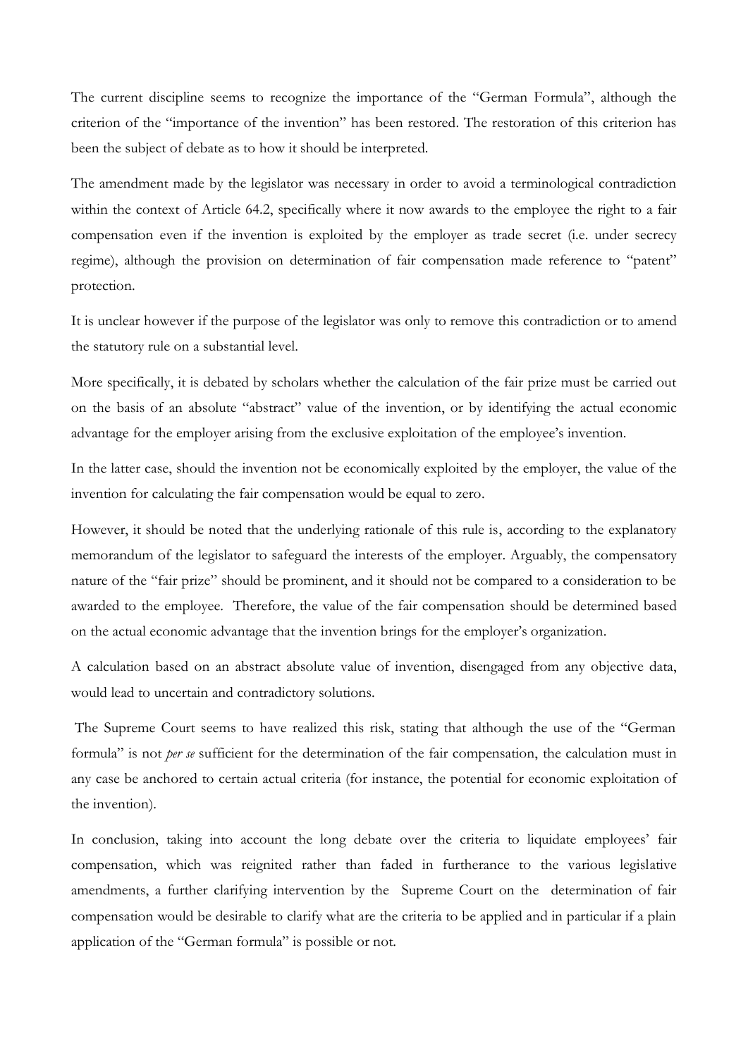The current discipline seems to recognize the importance of the "German Formula", although the criterion of the "importance of the invention" has been restored. The restoration of this criterion has been the subject of debate as to how it should be interpreted.

The amendment made by the legislator was necessary in order to avoid a terminological contradiction within the context of Article 64.2, specifically where it now awards to the employee the right to a fair compensation even if the invention is exploited by the employer as trade secret (i.e. under secrecy regime), although the provision on determination of fair compensation made reference to "patent" protection.

It is unclear however if the purpose of the legislator was only to remove this contradiction or to amend the statutory rule on a substantial level.

More specifically, it is debated by scholars whether the calculation of the fair prize must be carried out on the basis of an absolute "abstract" value of the invention, or by identifying the actual economic advantage for the employer arising from the exclusive exploitation of the employee's invention.

In the latter case, should the invention not be economically exploited by the employer, the value of the invention for calculating the fair compensation would be equal to zero.

However, it should be noted that the underlying rationale of this rule is, according to the explanatory memorandum of the legislator to safeguard the interests of the employer. Arguably, the compensatory nature of the "fair prize" should be prominent, and it should not be compared to a consideration to be awarded to the employee. Therefore, the value of the fair compensation should be determined based on the actual economic advantage that the invention brings for the employer's organization.

A calculation based on an abstract absolute value of invention, disengaged from any objective data, would lead to uncertain and contradictory solutions.

The Supreme Court seems to have realized this risk, stating that although the use of the "German formula" is not *per se* sufficient for the determination of the fair compensation, the calculation must in any case be anchored to certain actual criteria (for instance, the potential for economic exploitation of the invention).

In conclusion, taking into account the long debate over the criteria to liquidate employees' fair compensation, which was reignited rather than faded in furtherance to the various legislative amendments, a further clarifying intervention by the Supreme Court on the determination of fair compensation would be desirable to clarify what are the criteria to be applied and in particular if a plain application of the "German formula" is possible or not.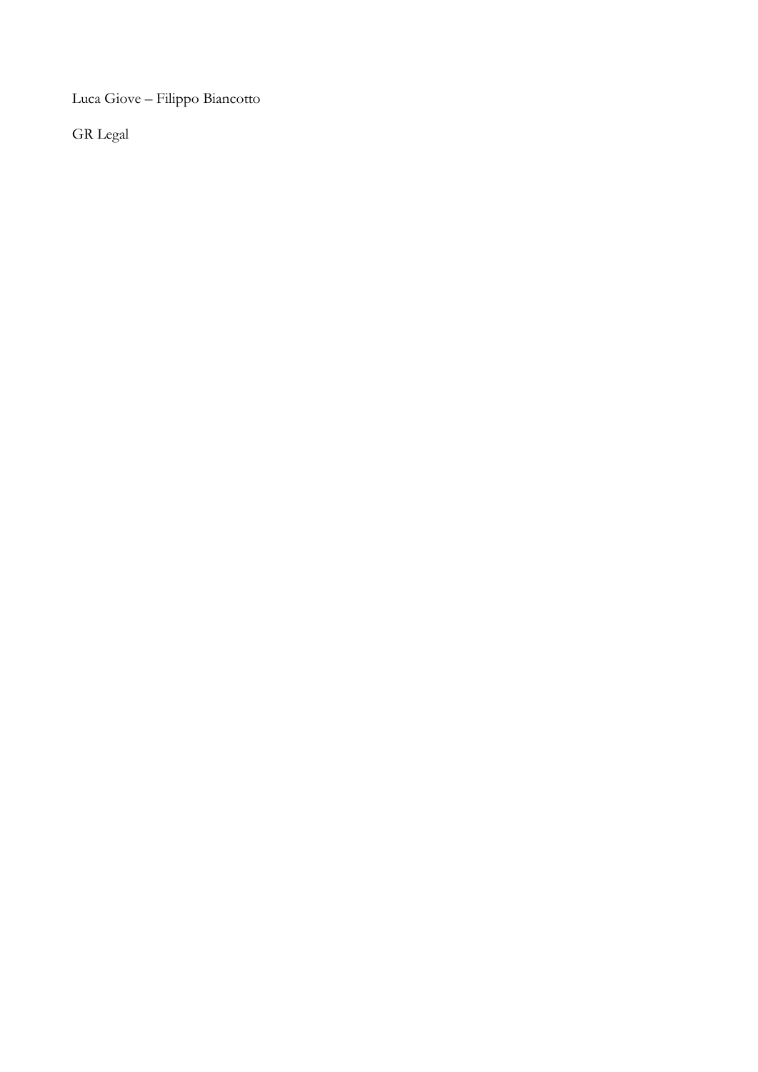Luca Giove – Filippo Biancotto

GR Legal